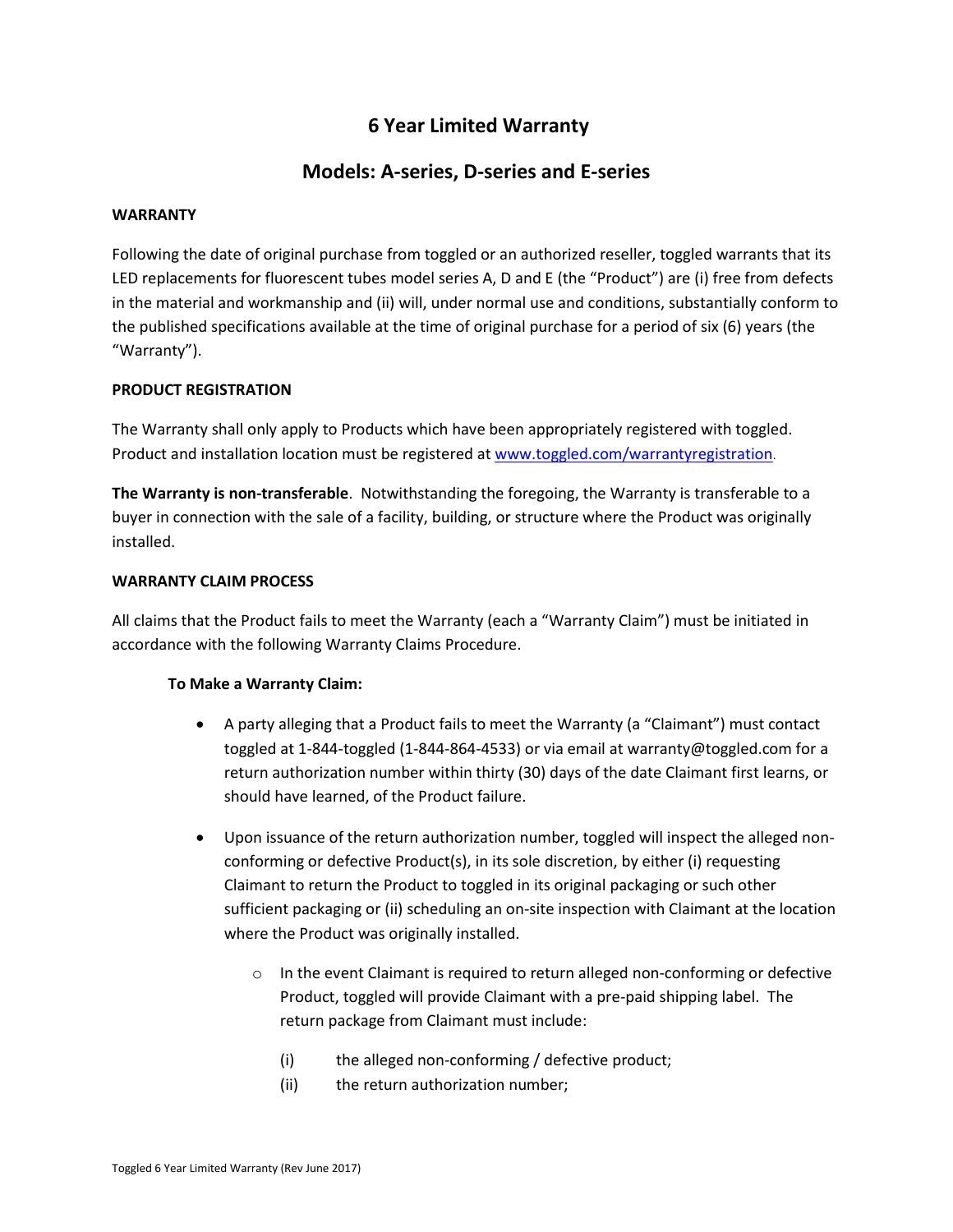# 6 Year Limited Warranty

## Models: A-series, D-series and E-series

**WARRANTY**

Following the date of original purchase from toggled or an authorized reseller, toggled warrants that its LED replacements for fluorescent tubes model series A, D and E (the "Product") are (i) free from defects in the material and workmanship and (ii) will, under normal use and conditions, substantially conform to the published specifications available at the time of original purchase for a period of six (6) years (the "Warranty").

**PRODUCT REGISTRATION**

The Warranty shall only apply to Products which have been appropriately registered with toggled. Product and installation location must be registered at www.toggled.com/warrantyregistration.

**The Warranty is non-transferable**. Notwithstanding the foregoing, the Warranty is transferable to a buyer in connection with the sale of a facility, building, or structure where the Product was originally installed.

**WARRANTY CLAIM PROCESS**

All claims that the Product fails to meet the Warranty (each a "Warranty Claim") must be initiated in accordance with the following Warranty Claims Procedure.

**To Make a Warranty Claim:**

- A party alleging that a Product fails to meet the Warranty (a "Claimant") must contact toggled at 1-844-toggled (1-844-864-4533) or via email at warranty@toggled.com for a return authorization number within thirty (30) days of the date Claimant first learns, or should have learned, of the Product failure.
- Upon issuance of the return authorization number, toggled will inspect the alleged non-conforming or defective Product(s), in its sole discretion, by either (i) requesting Claimant to return the Product to toggled in its original packaging or such other sufficient packaging or (ii) scheduling an on-site inspection with Claimant at the location where the Product was originally installed.
    - In the event Claimant is required to return alleged non-conforming or defective Product, toggled will provide Claimant with a pre-paid shipping label. The return package from Claimant must include:

        (i) the alleged non-conforming / defective product;

        (ii) the return authorization number;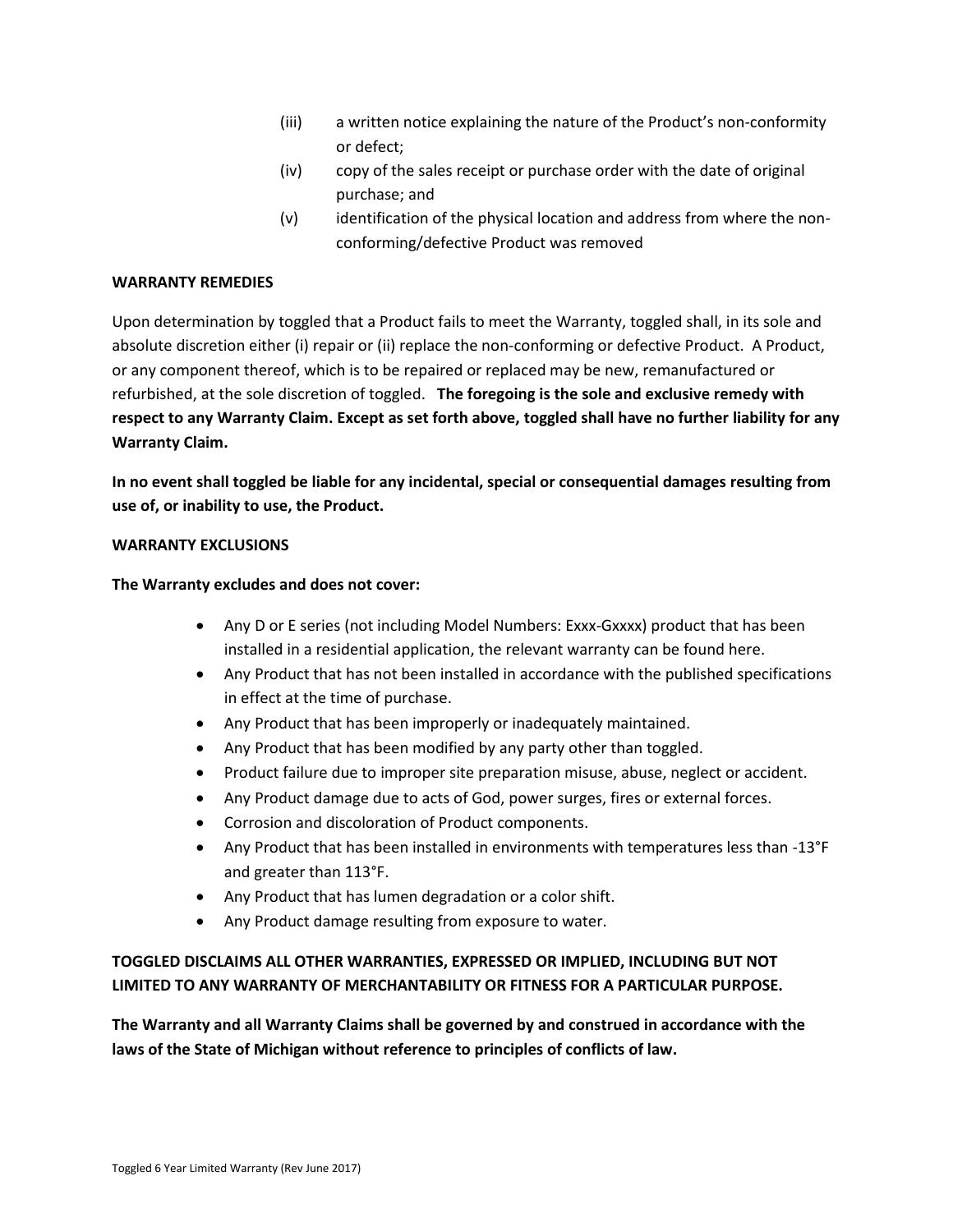(iii) a written notice explaining the nature of the Product's non-conformity or defect;

(iv) copy of the sales receipt or purchase order with the date of original purchase; and

(v) identification of the physical location and address from where the non-conforming/defective Product was removed

**WARRANTY REMEDIES**

Upon determination by toggled that a Product fails to meet the Warranty, toggled shall, in its sole and absolute discretion either (i) repair or (ii) replace the non-conforming or defective Product. A Product, or any component thereof, which is to be repaired or replaced may be new, remanufactured or refurbished, at the sole discretion of toggled. **The foregoing is the sole and exclusive remedy with respect to any Warranty Claim. Except as set forth above, toggled shall have no further liability for any Warranty Claim.**

**In no event shall toggled be liable for any incidental, special or consequential damages resulting from use of, or inability to use, the Product.**

**WARRANTY EXCLUSIONS**

**The Warranty excludes and does not cover:**

- Any D or E series (not including Model Numbers: Exxx-Gxxxx) product that has been installed in a residential application, the relevant warranty can be found here.
- Any Product that has not been installed in accordance with the published specifications in effect at the time of purchase.
- Any Product that has been improperly or inadequately maintained.
- Any Product that has been modified by any party other than toggled.
- Product failure due to improper site preparation misuse, abuse, neglect or accident.
- Any Product damage due to acts of God, power surges, fires or external forces.
- Corrosion and discoloration of Product components.
- Any Product that has been installed in environments with temperatures less than -13°F and greater than 113°F.
- Any Product that has lumen degradation or a color shift.
- Any Product damage resulting from exposure to water.

**TOGGLED DISCLAIMS ALL OTHER WARRANTIES, EXPRESSED OR IMPLIED, INCLUDING BUT NOT LIMITED TO ANY WARRANTY OF MERCHANTABILITY OR FITNESS FOR A PARTICULAR PURPOSE.**

**The Warranty and all Warranty Claims shall be governed by and construed in accordance with the laws of the State of Michigan without reference to principles of conflicts of law.**